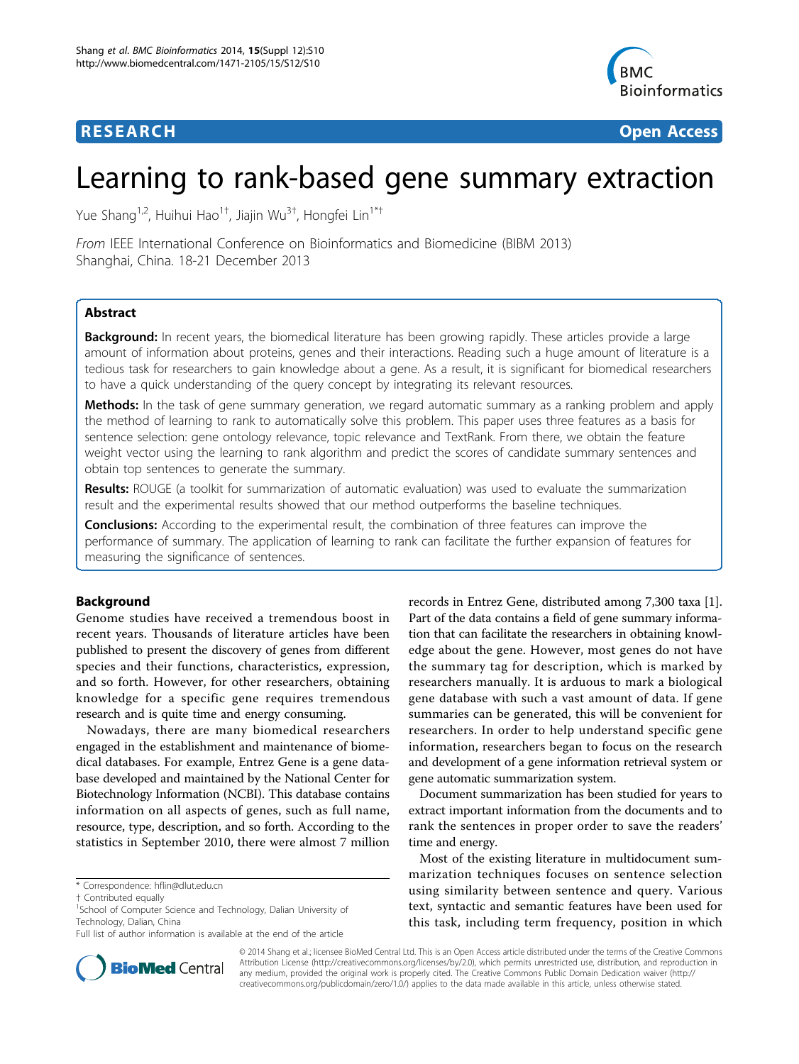RESEARCH Open Access

# Learning to rank-based gene summary extraction

Yue Shang[1,2], Huihui Hao[1†], Jiajin Wu[3†], Hongfei Lin[1*†]

*From* IEEE International Conference on Bioinformatics and Biomedicine (BIBM 2013)
Shanghai, China. 18-21 December 2013

## Abstract

**Background:** In recent years, the biomedical literature has been growing rapidly. These articles provide a large amount of information about proteins, genes and their interactions. Reading such a huge amount of literature is a tedious task for researchers to gain knowledge about a gene. As a result, it is significant for biomedical researchers to have a quick understanding of the query concept by integrating its relevant resources.

**Methods:** In the task of gene summary generation, we regard automatic summary as a ranking problem and apply the method of learning to rank to automatically solve this problem. This paper uses three features as a basis for sentence selection: gene ontology relevance, topic relevance and TextRank. From there, we obtain the feature weight vector using the learning to rank algorithm and predict the scores of candidate summary sentences and obtain top sentences to generate the summary.

**Results:** ROUGE (a toolkit for summarization of automatic evaluation) was used to evaluate the summarization result and the experimental results showed that our method outperforms the baseline techniques.

**Conclusions:** According to the experimental result, the combination of three features can improve the performance of summary. The application of learning to rank can facilitate the further expansion of features for measuring the significance of sentences.

## Background

Genome studies have received a tremendous boost in recent years. Thousands of literature articles have been published to present the discovery of genes from different species and their functions, characteristics, expression, and so forth. However, for other researchers, obtaining knowledge for a specific gene requires tremendous research and is quite time and energy consuming.

Nowadays, there are many biomedical researchers engaged in the establishment and maintenance of biomedical databases. For example, Entrez Gene is a gene database developed and maintained by the National Center for Biotechnology Information (NCBI). This database contains information on all aspects of genes, such as full name, resource, type, description, and so forth. According to the statistics in September 2010, there were almost 7 million records in Entrez Gene, distributed among 7,300 taxa [1]. Part of the data contains a field of gene summary information that can facilitate the researchers in obtaining knowledge about the gene. However, most genes do not have the summary tag for description, which is marked by researchers manually. It is arduous to mark a biological gene database with such a vast amount of data. If gene summaries can be generated, this will be convenient for researchers. In order to help understand specific gene information, researchers began to focus on the research and development of a gene information retrieval system or gene automatic summarization system.

Document summarization has been studied for years to extract important information from the documents and to rank the sentences in proper order to save the readers' time and energy.

Most of the existing literature in multidocument summarization techniques focuses on sentence selection using similarity between sentence and query. Various text, syntactic and semantic features have been used for this task, including term frequency, position in which

\* Correspondence: hflin@dlut.edu.cn
† Contributed equally
[1]School of Computer Science and Technology, Dalian University of Technology, Dalian, China
Full list of author information is available at the end of the article

© 2014 Shang et al.; licensee BioMed Central Ltd. This is an Open Access article distributed under the terms of the Creative Commons Attribution License (http://creativecommons.org/licenses/by/2.0), which permits unrestricted use, distribution, and reproduction in any medium, provided the original work is properly cited. The Creative Commons Public Domain Dedication waiver (http://creativecommons.org/publicdomain/zero/1.0/) applies to the data made available in this article, unless otherwise stated.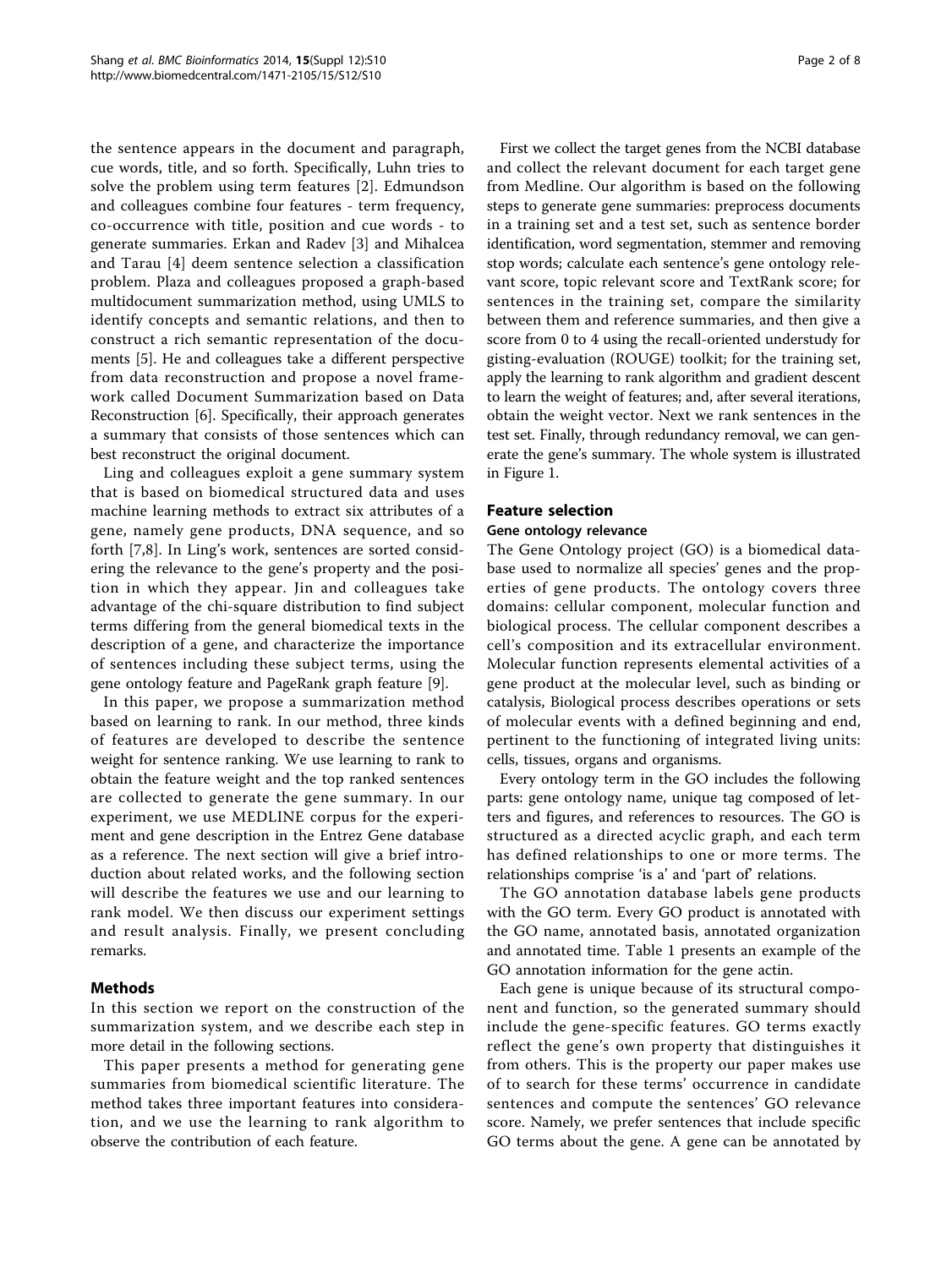the sentence appears in the document and paragraph, cue words, title, and so forth. Specifically, Luhn tries to solve the problem using term features [2]. Edmundson and colleagues combine four features - term frequency, co-occurrence with title, position and cue words - to generate summaries. Erkan and Radev [3] and Mihalcea and Tarau [4] deem sentence selection a classification problem. Plaza and colleagues proposed a graph-based multidocument summarization method, using UMLS to identify concepts and semantic relations, and then to construct a rich semantic representation of the documents [5]. He and colleagues take a different perspective from data reconstruction and propose a novel framework called Document Summarization based on Data Reconstruction [6]. Specifically, their approach generates a summary that consists of those sentences which can best reconstruct the original document.

Ling and colleagues exploit a gene summary system that is based on biomedical structured data and uses machine learning methods to extract six attributes of a gene, namely gene products, DNA sequence, and so forth [7,8]. In Ling's work, sentences are sorted considering the relevance to the gene's property and the position in which they appear. Jin and colleagues take advantage of the chi-square distribution to find subject terms differing from the general biomedical texts in the description of a gene, and characterize the importance of sentences including these subject terms, using the gene ontology feature and PageRank graph feature [9].

In this paper, we propose a summarization method based on learning to rank. In our method, three kinds of features are developed to describe the sentence weight for sentence ranking. We use learning to rank to obtain the feature weight and the top ranked sentences are collected to generate the gene summary. In our experiment, we use MEDLINE corpus for the experiment and gene description in the Entrez Gene database as a reference. The next section will give a brief introduction about related works, and the following section will describe the features we use and our learning to rank model. We then discuss our experiment settings and result analysis. Finally, we present concluding remarks.

## Methods

In this section we report on the construction of the summarization system, and we describe each step in more detail in the following sections.

This paper presents a method for generating gene summaries from biomedical scientific literature. The method takes three important features into consideration, and we use the learning to rank algorithm to observe the contribution of each feature.

First we collect the target genes from the NCBI database and collect the relevant document for each target gene from Medline. Our algorithm is based on the following steps to generate gene summaries: preprocess documents in a training set and a test set, such as sentence border identification, word segmentation, stemmer and removing stop words; calculate each sentence's gene ontology relevant score, topic relevant score and TextRank score; for sentences in the training set, compare the similarity between them and reference summaries, and then give a score from 0 to 4 using the recall-oriented understudy for gisting-evaluation (ROUGE) toolkit; for the training set, apply the learning to rank algorithm and gradient descent to learn the weight of features; and, after several iterations, obtain the weight vector. Next we rank sentences in the test set. Finally, through redundancy removal, we can generate the gene's summary. The whole system is illustrated in Figure 1.

## Feature selection

### Gene ontology relevance

The Gene Ontology project (GO) is a biomedical database used to normalize all species' genes and the properties of gene products. The ontology covers three domains: cellular component, molecular function and biological process. The cellular component describes a cell's composition and its extracellular environment. Molecular function represents elemental activities of a gene product at the molecular level, such as binding or catalysis, Biological process describes operations or sets of molecular events with a defined beginning and end, pertinent to the functioning of integrated living units: cells, tissues, organs and organisms.

Every ontology term in the GO includes the following parts: gene ontology name, unique tag composed of letters and figures, and references to resources. The GO is structured as a directed acyclic graph, and each term has defined relationships to one or more terms. The relationships comprise 'is a' and 'part of' relations.

The GO annotation database labels gene products with the GO term. Every GO product is annotated with the GO name, annotated basis, annotated organization and annotated time. Table 1 presents an example of the GO annotation information for the gene actin.

Each gene is unique because of its structural component and function, so the generated summary should include the gene-specific features. GO terms exactly reflect the gene's own property that distinguishes it from others. This is the property our paper makes use of to search for these terms' occurrence in candidate sentences and compute the sentences' GO relevance score. Namely, we prefer sentences that include specific GO terms about the gene. A gene can be annotated by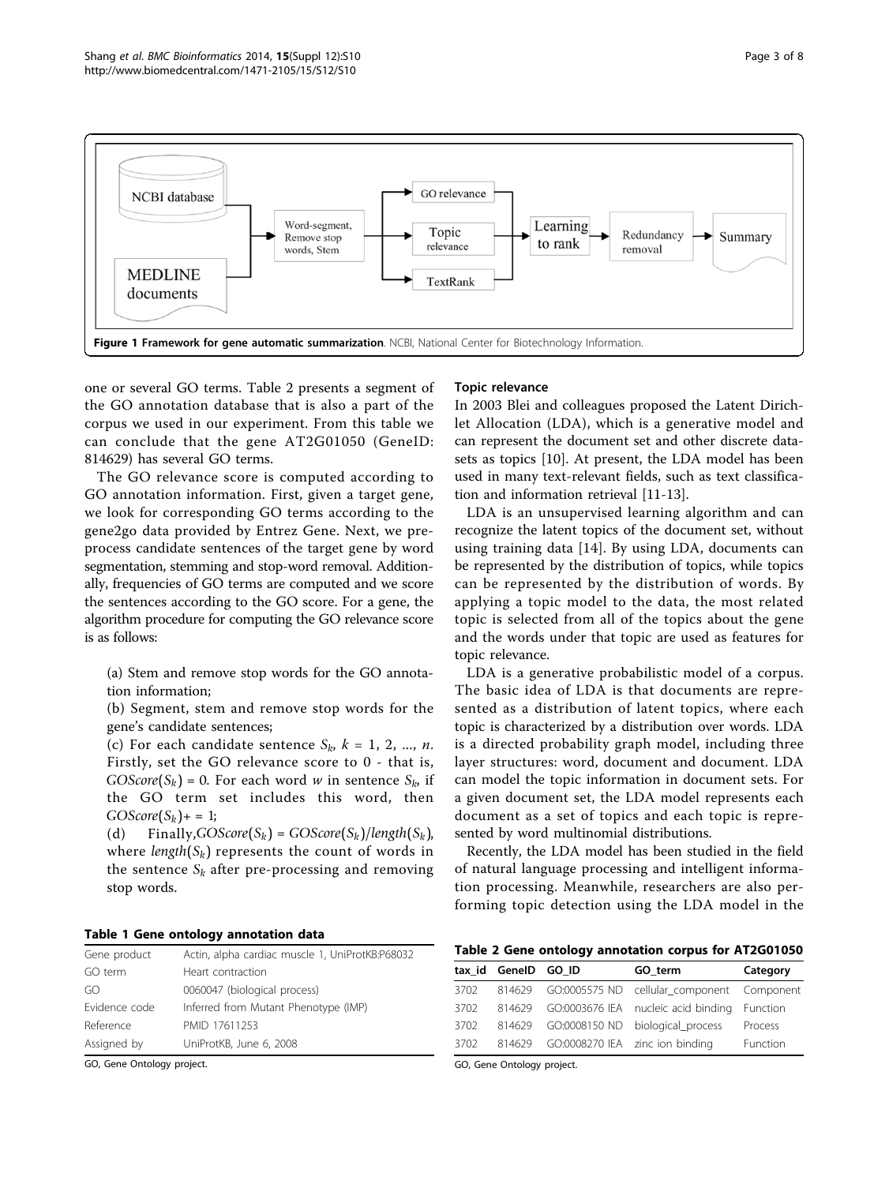**Figure 1 Framework for gene automatic summarization**. NCBI, National Center for Biotechnology Information.

one or several GO terms. Table 2 presents a segment of the GO annotation database that is also a part of the corpus we used in our experiment. From this table we can conclude that the gene AT2G01050 (GeneID: 814629) has several GO terms.

The GO relevance score is computed according to GO annotation information. First, given a target gene, we look for corresponding GO terms according to the gene2go data provided by Entrez Gene. Next, we preprocess candidate sentences of the target gene by word segmentation, stemming and stop-word removal. Additionally, frequencies of GO terms are computed and we score the sentences according to the GO score. For a gene, the algorithm procedure for computing the GO relevance score is as follows:

(a) Stem and remove stop words for the GO annotation information;

(b) Segment, stem and remove stop words for the gene's candidate sentences;

(c) For each candidate sentence $S_k$, $k = 1, 2, ..., n$. Firstly, set the GO relevance score to 0 - that is, $GOScore(S_k) = 0$. For each word $w$ in sentence $S_k$, if the GO term set includes this word, then $GOScore(S_k) += 1$;

(d) Finally, $GOScore(S_k) = GOScore(S_k)/length(S_k)$, where $length(S_k)$ represents the count of words in the sentence $S_k$ after pre-processing and removing stop words.

**Table 1 Gene ontology annotation data**

| | |
|---|---|
| Gene product | Actin, alpha cardiac muscle 1, UniProtKB:P68032 |
| GO term | Heart contraction |
| GO | 0060047 (biological process) |
| Evidence code | Inferred from Mutant Phenotype (IMP) |
| Reference | PMID 17611253 |
| Assigned by | UniProtKB, June 6, 2008 |

GO, Gene Ontology project.

### Topic relevance

In 2003 Blei and colleagues proposed the Latent Dirichlet Allocation (LDA), which is a generative model and can represent the document set and other discrete datasets as topics [10]. At present, the LDA model has been used in many text-relevant fields, such as text classification and information retrieval [11-13].

LDA is an unsupervised learning algorithm and can recognize the latent topics of the document set, without using training data [14]. By using LDA, documents can be represented by the distribution of topics, while topics can be represented by the distribution of words. By applying a topic model to the data, the most related topic is selected from all of the topics about the gene and the words under that topic are used as features for topic relevance.

LDA is a generative probabilistic model of a corpus. The basic idea of LDA is that documents are represented as a distribution of latent topics, where each topic is characterized by a distribution over words. LDA is a directed probability graph model, including three layer structures: word, document and document. LDA can model the topic information in document sets. For a given document set, the LDA model represents each document as a set of topics and each topic is represented by word multinomial distributions.

Recently, the LDA model has been studied in the field of natural language processing and intelligent information processing. Meanwhile, researchers are also performing topic detection using the LDA model in the

**Table 2 Gene ontology annotation corpus for AT2G01050**

| tax_id | GeneID | GO_ID | GO_term | Category |
|---|---|---|---|---|
| 3702 | 814629 | GO:0005575 ND | cellular_component | Component |
| 3702 | 814629 | GO:0003676 IEA | nucleic acid binding | Function |
| 3702 | 814629 | GO:0008150 ND | biological_process | Process |
| 3702 | 814629 | GO:0008270 IEA | zinc ion binding | Function |

GO, Gene Ontology project.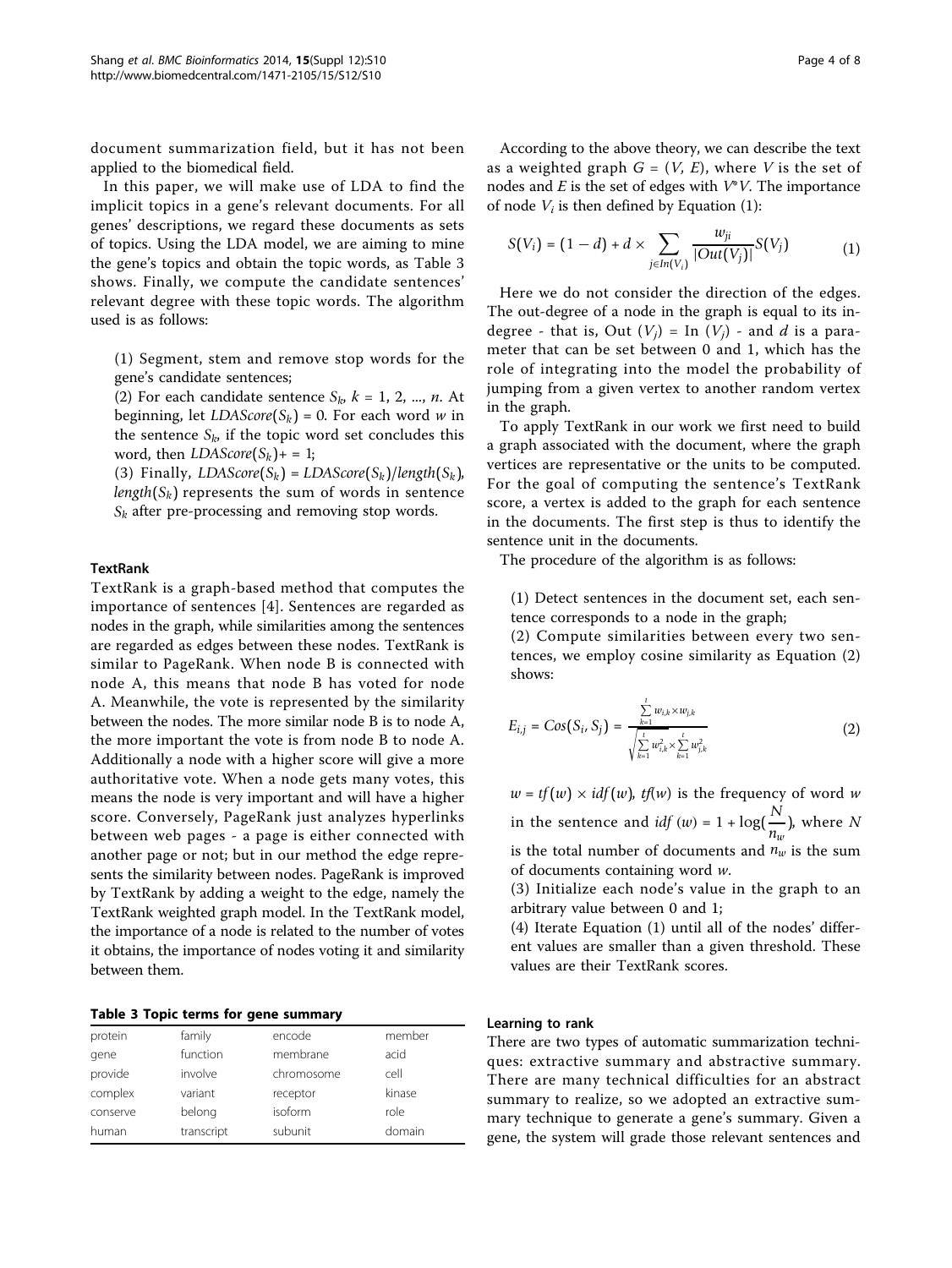document summarization field, but it has not been applied to the biomedical field.

In this paper, we will make use of LDA to find the implicit topics in a gene's relevant documents. For all genes' descriptions, we regard these documents as sets of topics. Using the LDA model, we are aiming to mine the gene's topics and obtain the topic words, as Table 3 shows. Finally, we compute the candidate sentences' relevant degree with these topic words. The algorithm used is as follows:

(1) Segment, stem and remove stop words for the gene's candidate sentences;

(2) For each candidate sentence $S_k$, $k = 1, 2, ..., n$. At beginning, let $LDAScore(S_k) = 0$. For each word $w$ in the sentence $S_k$, if the topic word set concludes this word, then $LDAScore(S_k) += 1$;

(3) Finally, $LDAScore(S_k) = LDAScore(S_k)/length(S_k)$, $length(S_k)$ represents the sum of words in sentence $S_k$ after pre-processing and removing stop words.

### TextRank

TextRank is a graph-based method that computes the importance of sentences [4]. Sentences are regarded as nodes in the graph, while similarities among the sentences are regarded as edges between these nodes. TextRank is similar to PageRank. When node B is connected with node A, this means that node B has voted for node A. Meanwhile, the vote is represented by the similarity between the nodes. The more similar node B is to node A, the more important the vote is from node B to node A. Additionally a node with a higher score will give a more authoritative vote. When a node gets many votes, this means the node is very important and will have a higher score. Conversely, PageRank just analyzes hyperlinks between web pages - a page is either connected with another page or not; but in our method the edge represents the similarity between nodes. PageRank is improved by TextRank by adding a weight to the edge, namely the TextRank weighted graph model. In the TextRank model, the importance of a node is related to the number of votes it obtains, the importance of nodes voting it and similarity between them.

**Table 3 Topic terms for gene summary**

| | | | |
|---|---|---|---|
| protein | family | encode | member |
| gene | function | membrane | acid |
| provide | involve | chromosome | cell |
| complex | variant | receptor | kinase |
| conserve | belong | isoform | role |
| human | transcript | subunit | domain |

According to the above theory, we can describe the text as a weighted graph $G = (V, E)$, where $V$ is the set of nodes and $E$ is the set of edges with $V*V$. The importance of node $V_i$ is then defined by Equation (1):

$$S(V_i) = (1 - d) + d \times \sum_{j \in In(V_i)} \frac{w_{ji}}{|Out(V_j)|} S(V_j) \tag{1}$$

Here we do not consider the direction of the edges. The out-degree of a node in the graph is equal to its in-degree - that is, Out $(V_j)$ = In $(V_j)$ - and $d$ is a parameter that can be set between 0 and 1, which has the role of integrating into the model the probability of jumping from a given vertex to another random vertex in the graph.

To apply TextRank in our work we first need to build a graph associated with the document, where the graph vertices are representative or the units to be computed. For the goal of computing the sentence's TextRank score, a vertex is added to the graph for each sentence in the documents. The first step is thus to identify the sentence unit in the documents.

The procedure of the algorithm is as follows:

(1) Detect sentences in the document set, each sentence corresponds to a node in the graph;

(2) Compute similarities between every two sentences, we employ cosine similarity as Equation (2) shows:

$$E_{i,j} = Cos(S_i, S_j) = \frac{\sum_{k=1}^{t} w_{i,k} \times w_{j,k}}{\sqrt{\sum_{k=1}^{t} w_{i,k}^2 \times \sum_{k=1}^{t} w_{j,k}^2}} \tag{2}$$

$w = tf(w) \times idf(w)$, $tf(w)$ is the frequency of word $w$ in the sentence and $idf(w) = 1 + \log(\frac{N}{n_w})$, where $N$ is the total number of documents and $n_w$ is the sum of documents containing word $w$.

(3) Initialize each node's value in the graph to an arbitrary value between 0 and 1;

(4) Iterate Equation (1) until all of the nodes' different values are smaller than a given threshold. These values are their TextRank scores.

### Learning to rank

There are two types of automatic summarization techniques: extractive summary and abstractive summary. There are many technical difficulties for an abstract summary to realize, so we adopted an extractive summary technique to generate a gene's summary. Given a gene, the system will grade those relevant sentences and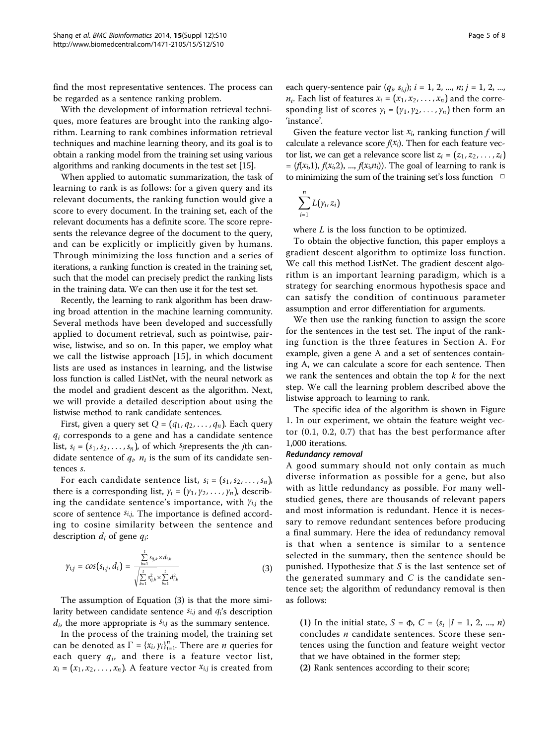find the most representative sentences. The process can be regarded as a sentence ranking problem.

With the development of information retrieval techniques, more features are brought into the ranking algorithm. Learning to rank combines information retrieval techniques and machine learning theory, and its goal is to obtain a ranking model from the training set using various algorithms and ranking documents in the test set [15].

When applied to automatic summarization, the task of learning to rank is as follows: for a given query and its relevant documents, the ranking function would give a score to every document. In the training set, each of the relevant documents has a definite score. The score represents the relevance degree of the document to the query, and can be explicitly or implicitly given by humans. Through minimizing the loss function and a series of iterations, a ranking function is created in the training set, such that the model can precisely predict the ranking lists in the training data. We can then use it for the test set.

Recently, the learning to rank algorithm has been drawing broad attention in the machine learning community. Several methods have been developed and successfully applied to document retrieval, such as pointwise, pairwise, listwise, and so on. In this paper, we employ what we call the listwise approach [15], in which document lists are used as instances in learning, and the listwise loss function is called ListNet, with the neural network as the model and gradient descent as the algorithm. Next, we will provide a detailed description about using the listwise method to rank candidate sentences.

First, given a query set $Q = (q_1, q_2, \ldots, q_n)$. Each query $q_i$ corresponds to a gene and has a candidate sentence list, $s_i = (s_1, s_2, \ldots, s_n)$, of which $s_j$represents the $j$th candidate sentence of $q_i$. $n_i$ is the sum of its candidate sentences $s$.

For each candidate sentence list, $s_i = (s_1, s_2, \ldots, s_n)$, there is a corresponding list, $y_i = (y_1, y_2, \ldots, y_n)$, describing the candidate sentence's importance, with $y_{i,j}$ the score of sentence $s_{i,j}$. The importance is defined according to cosine similarity between the sentence and description $d_i$ of gene $q_i$:

$$y_{i,j} = cos(s_{i,j}, d_i) = \frac{\sum_{k=1}^{t} s_{ij,k} \times d_{i,k}}{\sqrt{\sum_{k=1}^{t} s_{ij,k}^2 \times \sum_{k=1}^{t} d_{i,k}^2}} \tag{3}$$

The assumption of Equation (3) is that the more similarity between candidate sentence $s_{i,j}$ and $q_i$'s description $d_i$, the more appropriate is $s_{i,j}$ as the summary sentence.

In the process of the training model, the training set can be denoted as $\Gamma = \{x_i, y_i\}_{i=1}^{n}$. There are $n$ queries for each query $q_i$, and there is a feature vector list, $x_i = (x_1, x_2, \ldots, x_n)$. A feature vector $x_{i,j}$ is created from each query-sentence pair $(q_i, s_{i,j})$; $i = 1, 2, \ldots, n$; $j = 1, 2, \ldots, n_i$. Each list of features $x_i = (x_1, x_2, \ldots, x_n)$ and the corresponding list of scores $y_i = (y_1, y_2, \ldots, y_n)$ then form an 'instance'.

Given the feature vector list $x_i$, ranking function $f$ will calculate a relevance score $f(x_i)$. Then for each feature vector list, we can get a relevance score list $z_i = (z_1, z_2, \ldots, z_i) = (f(x_i 1), f(x_i 2), \ldots, f(x_i n_i))$. The goal of learning to rank is to minimizing the sum of the training set's loss function

$$\sum_{i=1}^{n} L(y_i, z_i)$$

where $L$ is the loss function to be optimized.

To obtain the objective function, this paper employs a gradient descent algorithm to optimize loss function. We call this method ListNet. The gradient descent algorithm is an important learning paradigm, which is a strategy for searching enormous hypothesis space and can satisfy the condition of continuous parameter assumption and error differentiation for arguments.

We then use the ranking function to assign the score for the sentences in the test set. The input of the ranking function is the three features in Section A. For example, given a gene A and a set of sentences containing A, we can calculate a score for each sentence. Then we rank the sentences and obtain the top $k$ for the next step. We call the learning problem described above the listwise approach to learning to rank.

The specific idea of the algorithm is shown in Figure 1. In our experiment, we obtain the feature weight vector (0.1, 0.2, 0.7) that has the best performance after 1,000 iterations.

### *Redundancy removal*

A good summary should not only contain as much diverse information as possible for a gene, but also with as little redundancy as possible. For many well-studied genes, there are thousands of relevant papers and most information is redundant. Hence it is necessary to remove redundant sentences before producing a final summary. Here the idea of redundancy removal is that when a sentence is similar to a sentence selected in the summary, then the sentence should be punished. Hypothesize that $S$ is the last sentence set of the generated summary and $C$ is the candidate sentence set; the algorithm of redundancy removal is then as follows:

**(1)** In the initial state, $S = \Phi$, $C = (s_i \mid I = 1, 2, \ldots, n)$ concludes $n$ candidate sentences. Score these sentences using the function and feature weight vector that we have obtained in the former step;

**(2)** Rank sentences according to their score;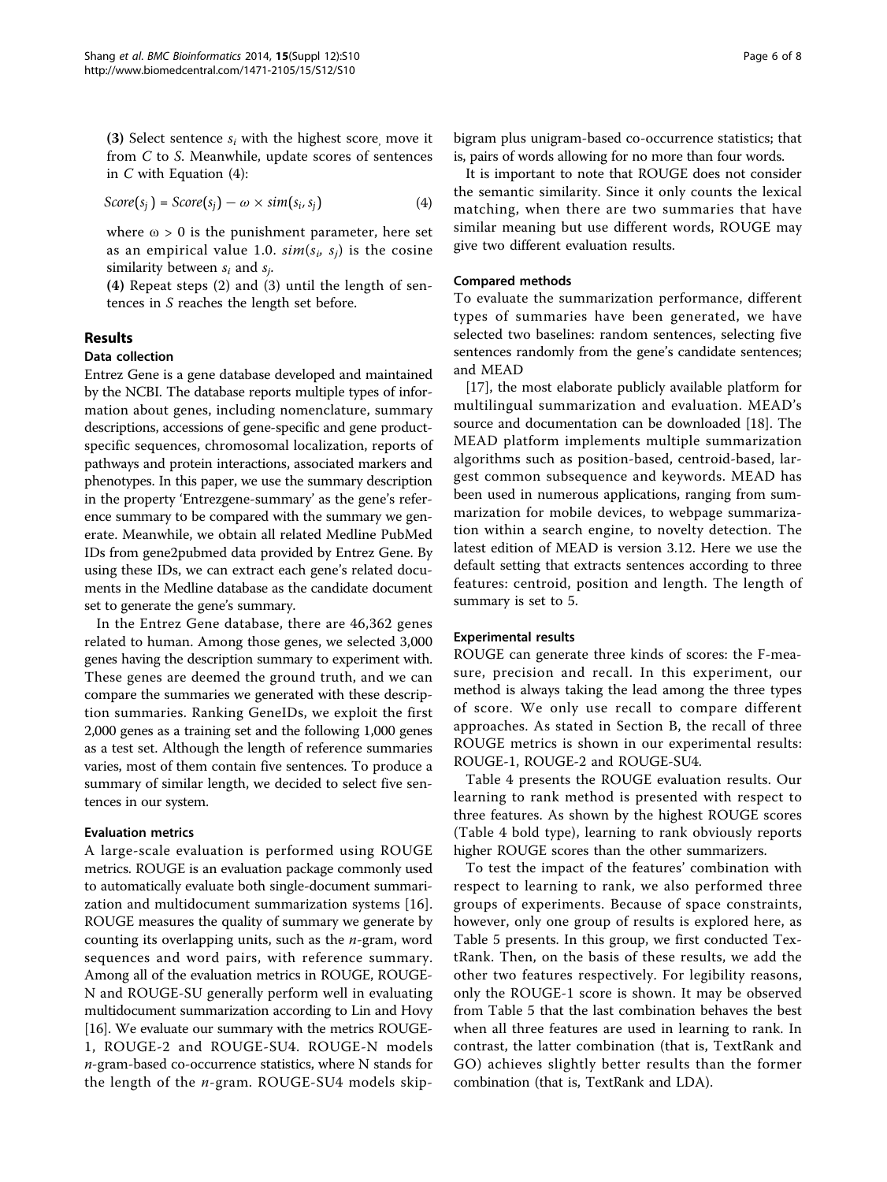**(3)** Select sentence $s_i$ with the highest score, move it from $C$ to $S$. Meanwhile, update scores of sentences in $C$ with Equation (4):

$$Score(s_j) = Score(s_j) - \omega \times sim(s_i, s_j) \quad (4)$$

where $\omega > 0$ is the punishment parameter, here set as an empirical value 1.0. $sim(s_i, s_j)$ is the cosine similarity between $s_i$ and $s_j$.

**(4)** Repeat steps (2) and (3) until the length of sentences in $S$ reaches the length set before.

## Results

### Data collection

Entrez Gene is a gene database developed and maintained by the NCBI. The database reports multiple types of information about genes, including nomenclature, summary descriptions, accessions of gene-specific and gene product-specific sequences, chromosomal localization, reports of pathways and protein interactions, associated markers and phenotypes. In this paper, we use the summary description in the property 'Entrezgene-summary' as the gene's reference summary to be compared with the summary we generate. Meanwhile, we obtain all related Medline PubMed IDs from gene2pubmed data provided by Entrez Gene. By using these IDs, we can extract each gene's related documents in the Medline database as the candidate document set to generate the gene's summary.

In the Entrez Gene database, there are 46,362 genes related to human. Among those genes, we selected 3,000 genes having the description summary to experiment with. These genes are deemed the ground truth, and we can compare the summaries we generated with these description summaries. Ranking GeneIDs, we exploit the first 2,000 genes as a training set and the following 1,000 genes as a test set. Although the length of reference summaries varies, most of them contain five sentences. To produce a summary of similar length, we decided to select five sentences in our system.

### Evaluation metrics

A large-scale evaluation is performed using ROUGE metrics. ROUGE is an evaluation package commonly used to automatically evaluate both single-document summarization and multidocument summarization systems [16]. ROUGE measures the quality of summary we generate by counting its overlapping units, such as the *n*-gram, word sequences and word pairs, with reference summary. Among all of the evaluation metrics in ROUGE, ROUGE-N and ROUGE-SU generally perform well in evaluating multidocument summarization according to Lin and Hovy [16]. We evaluate our summary with the metrics ROUGE-1, ROUGE-2 and ROUGE-SU4. ROUGE-N models *n*-gram-based co-occurrence statistics, where N stands for the length of the *n*-gram. ROUGE-SU4 models skip-bigram plus unigram-based co-occurrence statistics; that is, pairs of words allowing for no more than four words.

It is important to note that ROUGE does not consider the semantic similarity. Since it only counts the lexical matching, when there are two summaries that have similar meaning but use different words, ROUGE may give two different evaluation results.

### Compared methods

To evaluate the summarization performance, different types of summaries have been generated, we have selected two baselines: random sentences, selecting five sentences randomly from the gene's candidate sentences; and MEAD

[17], the most elaborate publicly available platform for multilingual summarization and evaluation. MEAD's source and documentation can be downloaded [18]. The MEAD platform implements multiple summarization algorithms such as position-based, centroid-based, largest common subsequence and keywords. MEAD has been used in numerous applications, ranging from summarization for mobile devices, to webpage summarization within a search engine, to novelty detection. The latest edition of MEAD is version 3.12. Here we use the default setting that extracts sentences according to three features: centroid, position and length. The length of summary is set to 5.

### Experimental results

ROUGE can generate three kinds of scores: the F-measure, precision and recall. In this experiment, our method is always taking the lead among the three types of score. We only use recall to compare different approaches. As stated in Section B, the recall of three ROUGE metrics is shown in our experimental results: ROUGE-1, ROUGE-2 and ROUGE-SU4.

Table 4 presents the ROUGE evaluation results. Our learning to rank method is presented with respect to three features. As shown by the highest ROUGE scores (Table 4 bold type), learning to rank obviously reports higher ROUGE scores than the other summarizers.

To test the impact of the features' combination with respect to learning to rank, we also performed three groups of experiments. Because of space constraints, however, only one group of results is explored here, as Table 5 presents. In this group, we first conducted TextRank. Then, on the basis of these results, we add the other two features respectively. For legibility reasons, only the ROUGE-1 score is shown. It may be observed from Table 5 that the last combination behaves the best when all three features are used in learning to rank. In contrast, the latter combination (that is, TextRank and GO) achieves slightly better results than the former combination (that is, TextRank and LDA).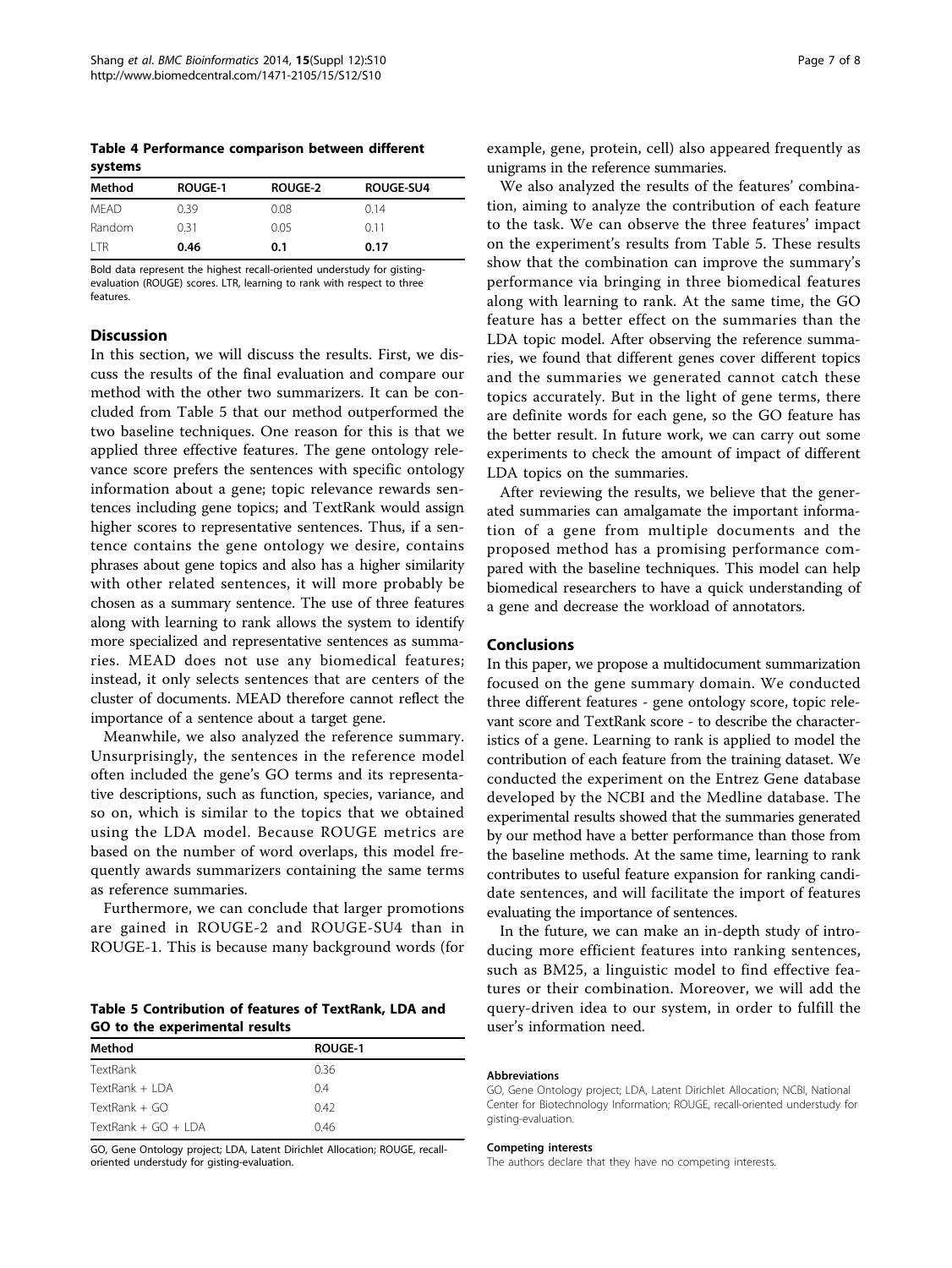**Table 4 Performance comparison between different systems**

| Method | ROUGE-1 | ROUGE-2 | ROUGE-SU4 |
|---|---|---|---|
| MEAD | 0.39 | 0.08 | 0.14 |
| Random | 0.31 | 0.05 | 0.11 |
| LTR | **0.46** | **0.1** | **0.17** |

Bold data represent the highest recall-oriented understudy for gisting-evaluation (ROUGE) scores. LTR, learning to rank with respect to three features.

## Discussion

In this section, we will discuss the results. First, we discuss the results of the final evaluation and compare our method with the other two summarizers. It can be concluded from Table 5 that our method outperformed the two baseline techniques. One reason for this is that we applied three effective features. The gene ontology relevance score prefers the sentences with specific ontology information about a gene; topic relevance rewards sentences including gene topics; and TextRank would assign higher scores to representative sentences. Thus, if a sentence contains the gene ontology we desire, contains phrases about gene topics and also has a higher similarity with other related sentences, it will more probably be chosen as a summary sentence. The use of three features along with learning to rank allows the system to identify more specialized and representative sentences as summaries. MEAD does not use any biomedical features; instead, it only selects sentences that are centers of the cluster of documents. MEAD therefore cannot reflect the importance of a sentence about a target gene.

Meanwhile, we also analyzed the reference summary. Unsurprisingly, the sentences in the reference model often included the gene's GO terms and its representative descriptions, such as function, species, variance, and so on, which is similar to the topics that we obtained using the LDA model. Because ROUGE metrics are based on the number of word overlaps, this model frequently awards summarizers containing the same terms as reference summaries.

Furthermore, we can conclude that larger promotions are gained in ROUGE-2 and ROUGE-SU4 than in ROUGE-1. This is because many background words (for example, gene, protein, cell) also appeared frequently as unigrams in the reference summaries.

**Table 5 Contribution of features of TextRank, LDA and GO to the experimental results**

| Method | ROUGE-1 |
|---|---|
| TextRank | 0.36 |
| TextRank + LDA | 0.4 |
| TextRank + GO | 0.42 |
| TextRank + GO + LDA | 0.46 |

GO, Gene Ontology project; LDA, Latent Dirichlet Allocation; ROUGE, recall-oriented understudy for gisting-evaluation.

We also analyzed the results of the features' combination, aiming to analyze the contribution of each feature to the task. We can observe the three features' impact on the experiment's results from Table 5. These results show that the combination can improve the summary's performance via bringing in three biomedical features along with learning to rank. At the same time, the GO feature has a better effect on the summaries than the LDA topic model. After observing the reference summaries, we found that different genes cover different topics and the summaries we generated cannot catch these topics accurately. But in the light of gene terms, there are definite words for each gene, so the GO feature has the better result. In future work, we can carry out some experiments to check the amount of impact of different LDA topics on the summaries.

After reviewing the results, we believe that the generated summaries can amalgamate the important information of a gene from multiple documents and the proposed method has a promising performance compared with the baseline techniques. This model can help biomedical researchers to have a quick understanding of a gene and decrease the workload of annotators.

## Conclusions

In this paper, we propose a multidocument summarization focused on the gene summary domain. We conducted three different features - gene ontology score, topic relevant score and TextRank score - to describe the characteristics of a gene. Learning to rank is applied to model the contribution of each feature from the training dataset. We conducted the experiment on the Entrez Gene database developed by the NCBI and the Medline database. The experimental results showed that the summaries generated by our method have a better performance than those from the baseline methods. At the same time, learning to rank contributes to useful feature expansion for ranking candidate sentences, and will facilitate the import of features evaluating the importance of sentences.

In the future, we can make an in-depth study of introducing more efficient features into ranking sentences, such as BM25, a linguistic model to find effective features or their combination. Moreover, we will add the query-driven idea to our system, in order to fulfill the user's information need.

#### Abbreviations

GO, Gene Ontology project; LDA, Latent Dirichlet Allocation; NCBI, National Center for Biotechnology Information; ROUGE, recall-oriented understudy for gisting-evaluation.

#### Competing interests

The authors declare that they have no competing interests.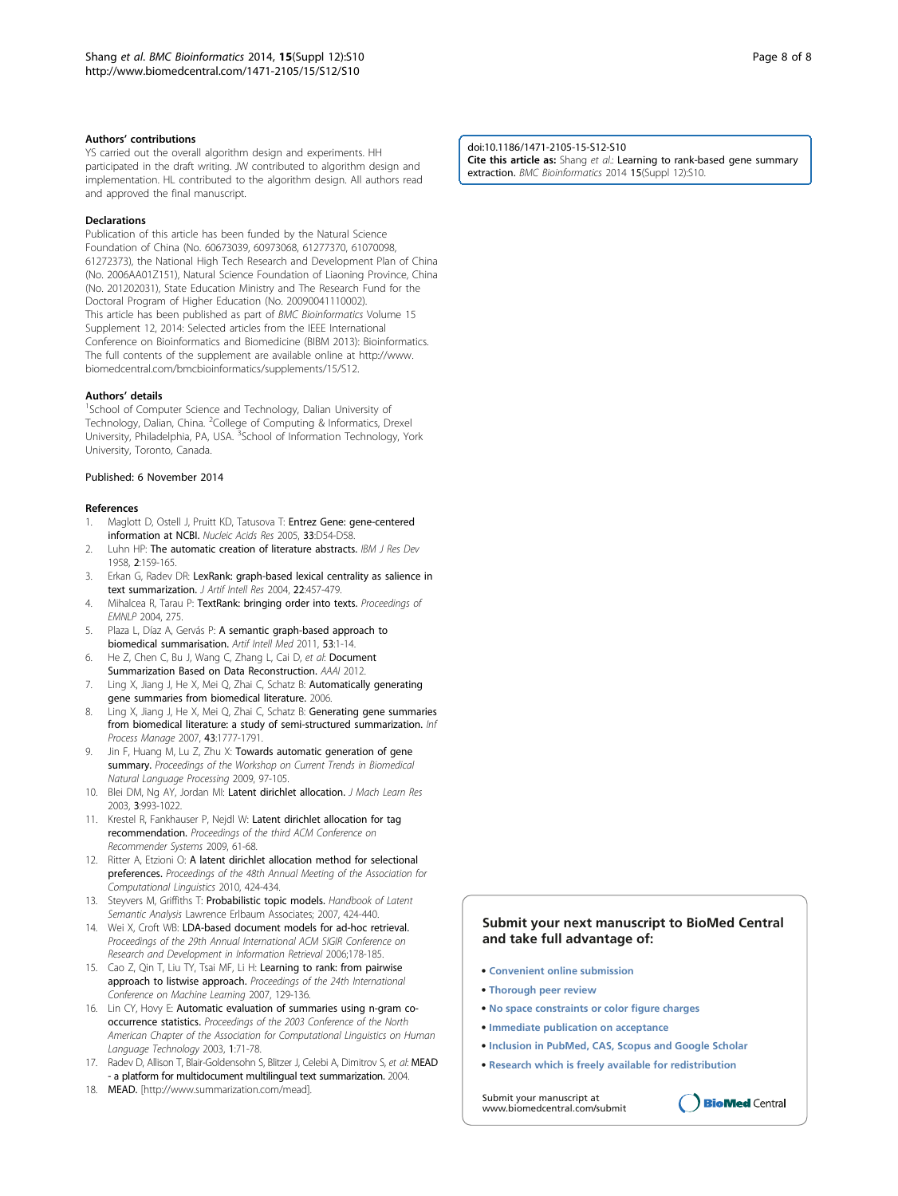### Authors' contributions

YS carried out the overall algorithm design and experiments. HH participated in the draft writing. JW contributed to algorithm design and implementation. HL contributed to the algorithm design. All authors read and approved the final manuscript.

### Declarations

Publication of this article has been funded by the Natural Science Foundation of China (No. 60673039, 60973068, 61277370, 61070098, 61272373), the National High Tech Research and Development Plan of China (No. 2006AA01Z151), Natural Science Foundation of Liaoning Province, China (No. 201202031), State Education Ministry and The Research Fund for the Doctoral Program of Higher Education (No. 20090041110002).

This article has been published as part of *BMC Bioinformatics* Volume 15 Supplement 12, 2014: Selected articles from the IEEE International Conference on Bioinformatics and Biomedicine (BIBM 2013): Bioinformatics. The full contents of the supplement are available online at http://www.biomedcentral.com/bmcbioinformatics/supplements/15/S12.

### Authors' details

[1]School of Computer Science and Technology, Dalian University of Technology, Dalian, China. [2]College of Computing & Informatics, Drexel University, Philadelphia, PA, USA. [3]School of Information Technology, York University, Toronto, Canada.

Published: 6 November 2014

### References

1. Maglott D, Ostell J, Pruitt KD, Tatusova T: **Entrez Gene: gene-centered information at NCBI.** *Nucleic Acids Res* 2005, **33**:D54-D58.
2. Luhn HP: **The automatic creation of literature abstracts.** *IBM J Res Dev* 1958, **2**:159-165.
3. Erkan G, Radev DR: **LexRank: graph-based lexical centrality as salience in text summarization.** *J Artif Intell Res* 2004, **22**:457-479.
4. Mihalcea R, Tarau P: **TextRank: bringing order into texts.** *Proceedings of EMNLP* 2004, 275.
5. Plaza L, Díaz A, Gervás P: **A semantic graph-based approach to biomedical summarisation.** *Artif Intell Med* 2011, **53**:1-14.
6. He Z, Chen C, Bu J, Wang C, Zhang L, Cai D, *et al*: **Document Summarization Based on Data Reconstruction.** *AAAI* 2012.
7. Ling X, Jiang J, He X, Mei Q, Zhai C, Schatz B: **Automatically generating gene summaries from biomedical literature.** 2006.
8. Ling X, Jiang J, He X, Mei Q, Zhai C, Schatz B: **Generating gene summaries from biomedical literature: a study of semi-structured summarization.** *Inf Process Manage* 2007, **43**:1777-1791.
9. Jin F, Huang M, Lu Z, Zhu X: **Towards automatic generation of gene summary.** *Proceedings of the Workshop on Current Trends in Biomedical Natural Language Processing* 2009, 97-105.
10. Blei DM, Ng AY, Jordan MI: **Latent dirichlet allocation.** *J Mach Learn Res* 2003, **3**:993-1022.
11. Krestel R, Fankhauser P, Nejdl W: **Latent dirichlet allocation for tag recommendation.** *Proceedings of the third ACM Conference on Recommender Systems* 2009, 61-68.
12. Ritter A, Etzioni O: **A latent dirichlet allocation method for selectional preferences.** *Proceedings of the 48th Annual Meeting of the Association for Computational Linguistics* 2010, 424-434.
13. Steyvers M, Griffiths T: **Probabilistic topic models.** *Handbook of Latent Semantic Analysis* Lawrence Erlbaum Associates; 2007, 424-440.
14. Wei X, Croft WB: **LDA-based document models for ad-hoc retrieval.** *Proceedings of the 29th Annual International ACM SIGIR Conference on Research and Development in Information Retrieval* 2006;178-185.
15. Cao Z, Qin T, Liu TY, Tsai MF, Li H: **Learning to rank: from pairwise approach to listwise approach.** *Proceedings of the 24th International Conference on Machine Learning* 2007, 129-136.
16. Lin CY, Hovy E: **Automatic evaluation of summaries using n-gram co-occurrence statistics.** *Proceedings of the 2003 Conference of the North American Chapter of the Association for Computational Linguistics on Human Language Technology* 2003, **1**:71-78.
17. Radev D, Allison T, Blair-Goldensohn S, Blitzer J, Celebi A, Dimitrov S, *et al*: **MEAD - a platform for multidocument multilingual text summarization.** 2004.
18. **MEAD.** [http://www.summarization.com/mead].

doi:10.1186/1471-2105-15-S12-S10

**Cite this article as:** Shang *et al.*: Learning to rank-based gene summary extraction. *BMC Bioinformatics* 2014 **15**(Suppl 12):S10.

**Submit your next manuscript to BioMed Central and take full advantage of:**

- Convenient online submission
- Thorough peer review
- No space constraints or color figure charges
- Immediate publication on acceptance
- Inclusion in PubMed, CAS, Scopus and Google Scholar
- Research which is freely available for redistribution

Submit your manuscript at www.biomedcentral.com/submit

BioMed Central